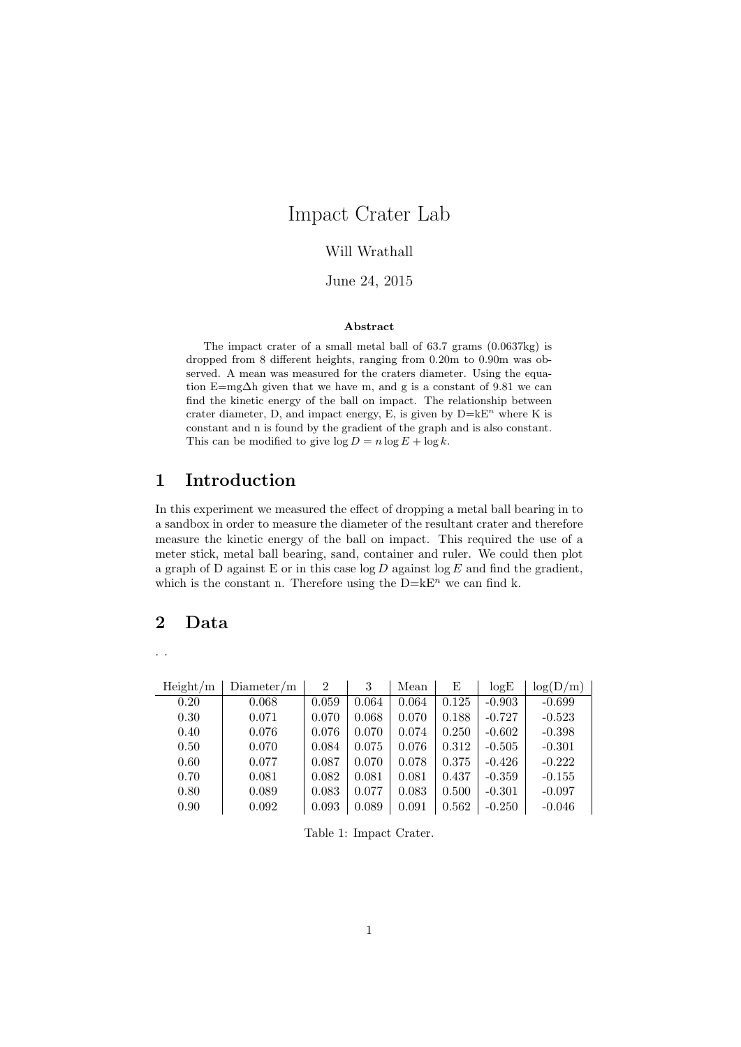# Impact Crater Lab

Will Wrathall

June 24, 2015

**Abstract**

The impact crater of a small metal ball of 63.7 grams (0.0637kg) is dropped from 8 different heights, ranging from 0.20m to 0.90m was observed. A mean was measured for the craters diameter. Using the equation E=mg$\Delta$h given that we have m, and g is a constant of 9.81 we can find the kinetic energy of the ball on impact. The relationship between crater diameter, D, and impact energy, E, is given by D=kE$^n$ where K is constant and n is found by the gradient of the graph and is also constant. This can be modified to give $\log D = n \log E + \log k$.

## 1 Introduction

In this experiment we measured the effect of dropping a metal ball bearing in to a sandbox in order to measure the diameter of the resultant crater and therefore measure the kinetic energy of the ball on impact. This required the use of a meter stick, metal ball bearing, sand, container and ruler. We could then plot a graph of D against E or in this case $\log D$ against $\log E$ and find the gradient, which is the constant n. Therefore using the D=kE$^n$ we can find k.

## 2 Data

. .

| Height/m | Diameter/m | 2 | 3 | Mean | E | logE | log(D/m) |
|---|---|---|---|---|---|---|---|
| 0.20 | 0.068 | 0.059 | 0.064 | 0.064 | 0.125 | -0.903 | -0.699 |
| 0.30 | 0.071 | 0.070 | 0.068 | 0.070 | 0.188 | -0.727 | -0.523 |
| 0.40 | 0.076 | 0.076 | 0.070 | 0.074 | 0.250 | -0.602 | -0.398 |
| 0.50 | 0.070 | 0.084 | 0.075 | 0.076 | 0.312 | -0.505 | -0.301 |
| 0.60 | 0.077 | 0.087 | 0.070 | 0.078 | 0.375 | -0.426 | -0.222 |
| 0.70 | 0.081 | 0.082 | 0.081 | 0.081 | 0.437 | -0.359 | -0.155 |
| 0.80 | 0.089 | 0.083 | 0.077 | 0.083 | 0.500 | -0.301 | -0.097 |
| 0.90 | 0.092 | 0.093 | 0.089 | 0.091 | 0.562 | -0.250 | -0.046 |

Table 1: Impact Crater.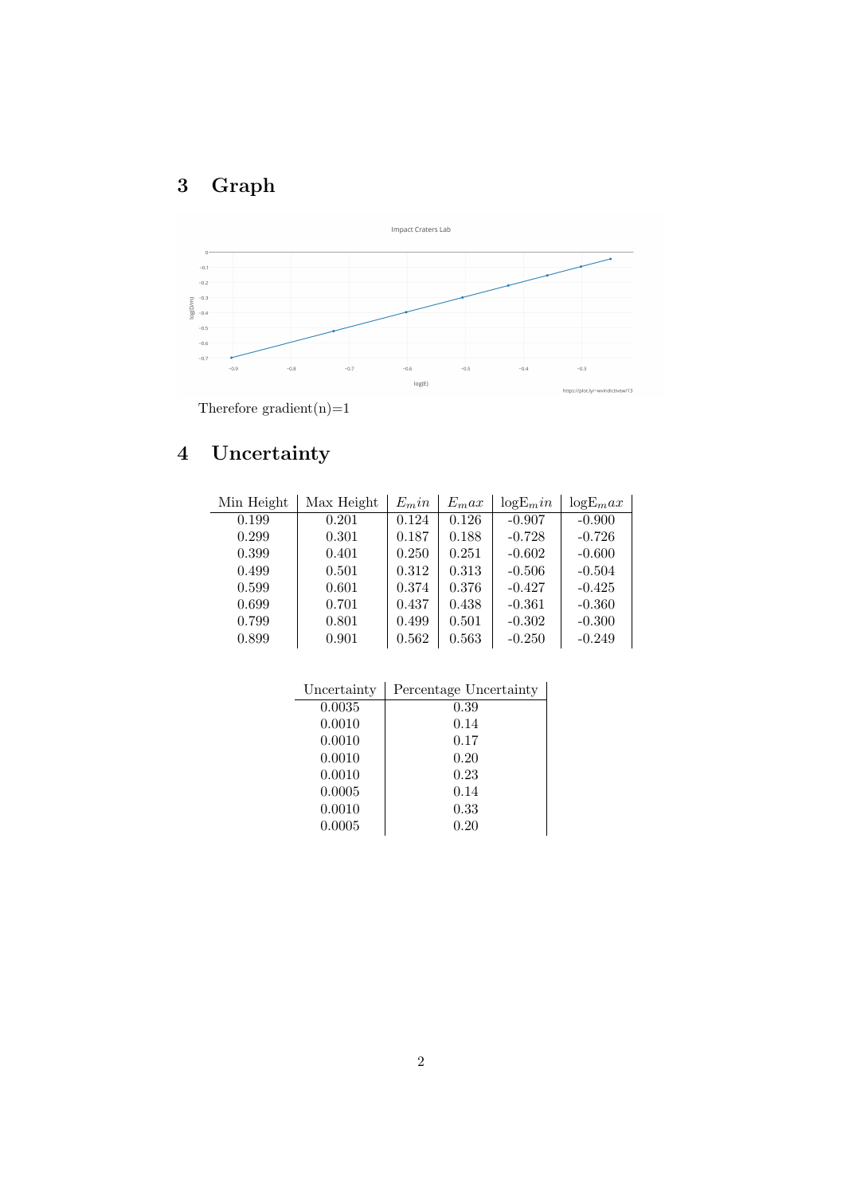## 3 Graph

Therefore gradient(n)=1

## 4 Uncertainty

| Min Height | Max Height | $E_min$ | $E_max$ | log$E_min$ | log$E_max$ |
|---|---|---|---|---|---|
| 0.199 | 0.201 | 0.124 | 0.126 | -0.907 | -0.900 |
| 0.299 | 0.301 | 0.187 | 0.188 | -0.728 | -0.726 |
| 0.399 | 0.401 | 0.250 | 0.251 | -0.602 | -0.600 |
| 0.499 | 0.501 | 0.312 | 0.313 | -0.506 | -0.504 |
| 0.599 | 0.601 | 0.374 | 0.376 | -0.427 | -0.425 |
| 0.699 | 0.701 | 0.437 | 0.438 | -0.361 | -0.360 |
| 0.799 | 0.801 | 0.499 | 0.501 | -0.302 | -0.300 |
| 0.899 | 0.901 | 0.562 | 0.563 | -0.250 | -0.249 |

| Uncertainty | Percentage Uncertainty |
|---|---|
| 0.0035 | 0.39 |
| 0.0010 | 0.14 |
| 0.0010 | 0.17 |
| 0.0010 | 0.20 |
| 0.0010 | 0.23 |
| 0.0005 | 0.14 |
| 0.0010 | 0.33 |
| 0.0005 | 0.20 |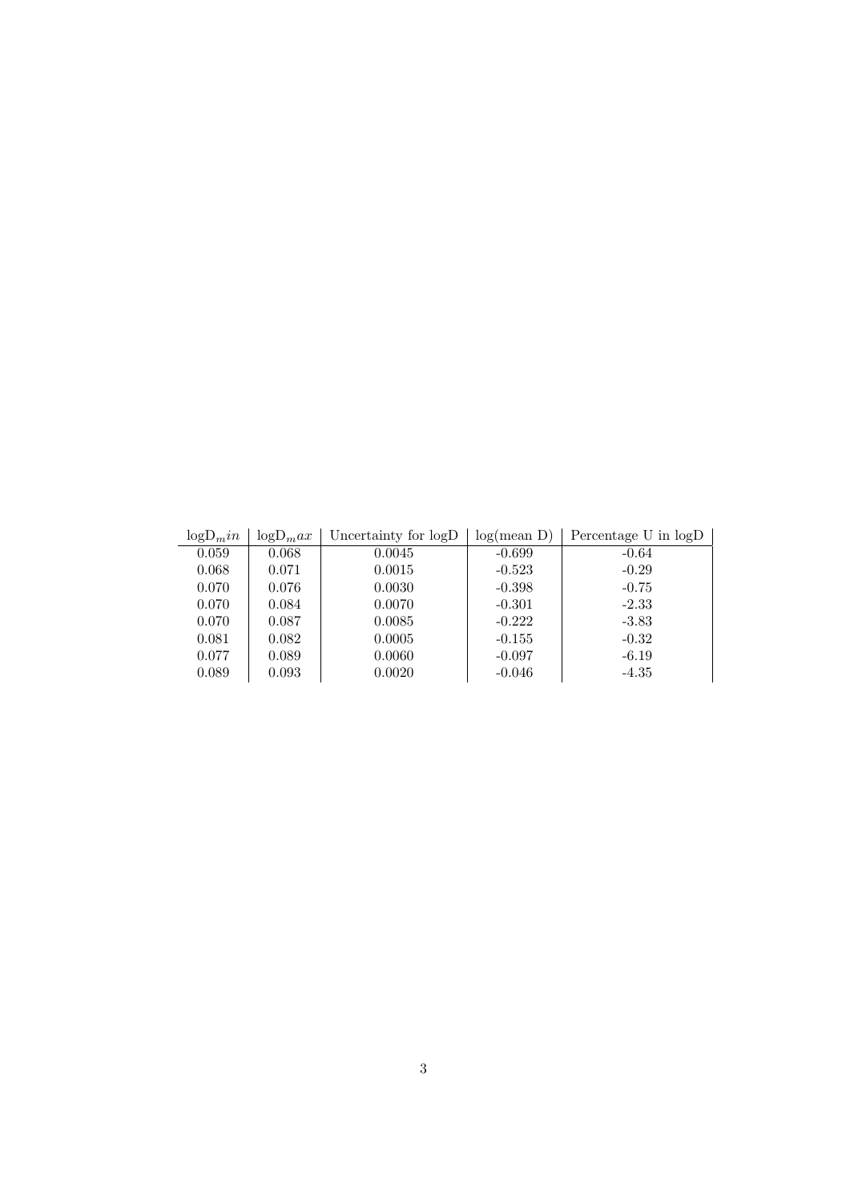| $\log D_{m}in$ | $\log D_{m}ax$ | Uncertainty for logD | log(mean D) | Percentage U in logD |
|---|---|---|---|---|
| 0.059 | 0.068 | 0.0045 | -0.699 | -0.64 |
| 0.068 | 0.071 | 0.0015 | -0.523 | -0.29 |
| 0.070 | 0.076 | 0.0030 | -0.398 | -0.75 |
| 0.070 | 0.084 | 0.0070 | -0.301 | -2.33 |
| 0.070 | 0.087 | 0.0085 | -0.222 | -3.83 |
| 0.081 | 0.082 | 0.0005 | -0.155 | -0.32 |
| 0.077 | 0.089 | 0.0060 | -0.097 | -6.19 |
| 0.089 | 0.093 | 0.0020 | -0.046 | -4.35 |